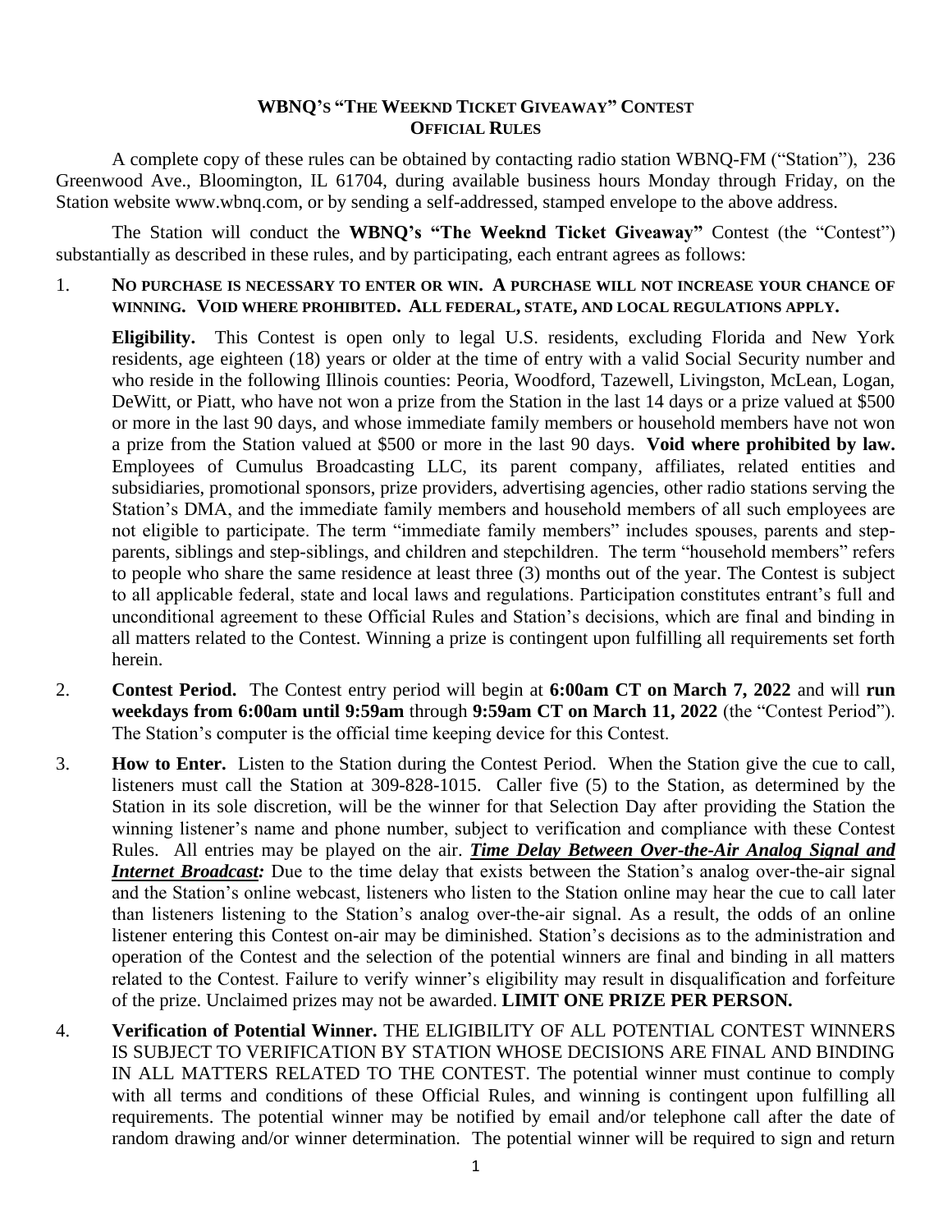# WBNQ's "The Weeknd Ticket Giveaway" Contest
## Official Rules

A complete copy of these rules can be obtained by contacting radio station WBNQ-FM ("Station"), 236 Greenwood Ave., Bloomington, IL 61704, during available business hours Monday through Friday, on the Station website www.wbnq.com, or by sending a self-addressed, stamped envelope to the above address.

The Station will conduct the **WBNQ's "The Weeknd Ticket Giveaway"** Contest (the "Contest") substantially as described in these rules, and by participating, each entrant agrees as follows:

1. **NO PURCHASE IS NECESSARY TO ENTER OR WIN. A PURCHASE WILL NOT INCREASE YOUR CHANCE OF WINNING. VOID WHERE PROHIBITED. ALL FEDERAL, STATE, AND LOCAL REGULATIONS APPLY.**

   **Eligibility.** This Contest is open only to legal U.S. residents, excluding Florida and New York residents, age eighteen (18) years or older at the time of entry with a valid Social Security number and who reside in the following Illinois counties: Peoria, Woodford, Tazewell, Livingston, McLean, Logan, DeWitt, or Piatt, who have not won a prize from the Station in the last 14 days or a prize valued at $500 or more in the last 90 days, and whose immediate family members or household members have not won a prize from the Station valued at $500 or more in the last 90 days. **Void where prohibited by law.** Employees of Cumulus Broadcasting LLC, its parent company, affiliates, related entities and subsidiaries, promotional sponsors, prize providers, advertising agencies, other radio stations serving the Station's DMA, and the immediate family members and household members of all such employees are not eligible to participate. The term "immediate family members" includes spouses, parents and step-parents, siblings and step-siblings, and children and stepchildren. The term "household members" refers to people who share the same residence at least three (3) months out of the year. The Contest is subject to all applicable federal, state and local laws and regulations. Participation constitutes entrant's full and unconditional agreement to these Official Rules and Station's decisions, which are final and binding in all matters related to the Contest. Winning a prize is contingent upon fulfilling all requirements set forth herein.

2. **Contest Period.** The Contest entry period will begin at **6:00am CT on March 7, 2022** and will **run weekdays from 6:00am until 9:59am** through **9:59am CT on March 11, 2022** (the "Contest Period"). The Station's computer is the official time keeping device for this Contest.

3. **How to Enter.** Listen to the Station during the Contest Period. When the Station give the cue to call, listeners must call the Station at 309-828-1015. Caller five (5) to the Station, as determined by the Station in its sole discretion, will be the winner for that Selection Day after providing the Station the winning listener's name and phone number, subject to verification and compliance with these Contest Rules. All entries may be played on the air. ***Time Delay Between Over-the-Air Analog Signal and Internet Broadcast:*** Due to the time delay that exists between the Station's analog over-the-air signal and the Station's online webcast, listeners who listen to the Station online may hear the cue to call later than listeners listening to the Station's analog over-the-air signal. As a result, the odds of an online listener entering this Contest on-air may be diminished. Station's decisions as to the administration and operation of the Contest and the selection of the potential winners are final and binding in all matters related to the Contest. Failure to verify winner's eligibility may result in disqualification and forfeiture of the prize. Unclaimed prizes may not be awarded. **LIMIT ONE PRIZE PER PERSON.**

4. **Verification of Potential Winner.** THE ELIGIBILITY OF ALL POTENTIAL CONTEST WINNERS IS SUBJECT TO VERIFICATION BY STATION WHOSE DECISIONS ARE FINAL AND BINDING IN ALL MATTERS RELATED TO THE CONTEST. The potential winner must continue to comply with all terms and conditions of these Official Rules, and winning is contingent upon fulfilling all requirements. The potential winner may be notified by email and/or telephone call after the date of random drawing and/or winner determination. The potential winner will be required to sign and return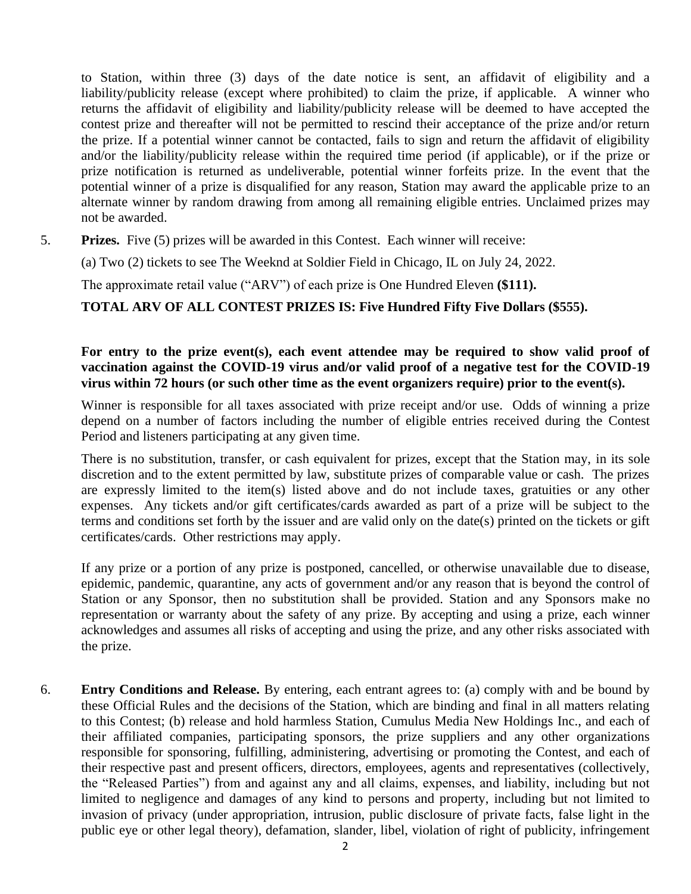to Station, within three (3) days of the date notice is sent, an affidavit of eligibility and a liability/publicity release (except where prohibited) to claim the prize, if applicable. A winner who returns the affidavit of eligibility and liability/publicity release will be deemed to have accepted the contest prize and thereafter will not be permitted to rescind their acceptance of the prize and/or return the prize. If a potential winner cannot be contacted, fails to sign and return the affidavit of eligibility and/or the liability/publicity release within the required time period (if applicable), or if the prize or prize notification is returned as undeliverable, potential winner forfeits prize. In the event that the potential winner of a prize is disqualified for any reason, Station may award the applicable prize to an alternate winner by random drawing from among all remaining eligible entries. Unclaimed prizes may not be awarded.

5. **Prizes.** Five (5) prizes will be awarded in this Contest. Each winner will receive:

   (a) Two (2) tickets to see The Weeknd at Soldier Field in Chicago, IL on July 24, 2022.

   The approximate retail value ("ARV") of each prize is One Hundred Eleven **($111).**

   **TOTAL ARV OF ALL CONTEST PRIZES IS: Five Hundred Fifty Five Dollars ($555).**

   **For entry to the prize event(s), each event attendee may be required to show valid proof of vaccination against the COVID-19 virus and/or valid proof of a negative test for the COVID-19 virus within 72 hours (or such other time as the event organizers require) prior to the event(s).**

   Winner is responsible for all taxes associated with prize receipt and/or use. Odds of winning a prize depend on a number of factors including the number of eligible entries received during the Contest Period and listeners participating at any given time.

   There is no substitution, transfer, or cash equivalent for prizes, except that the Station may, in its sole discretion and to the extent permitted by law, substitute prizes of comparable value or cash. The prizes are expressly limited to the item(s) listed above and do not include taxes, gratuities or any other expenses. Any tickets and/or gift certificates/cards awarded as part of a prize will be subject to the terms and conditions set forth by the issuer and are valid only on the date(s) printed on the tickets or gift certificates/cards. Other restrictions may apply.

   If any prize or a portion of any prize is postponed, cancelled, or otherwise unavailable due to disease, epidemic, pandemic, quarantine, any acts of government and/or any reason that is beyond the control of Station or any Sponsor, then no substitution shall be provided. Station and any Sponsors make no representation or warranty about the safety of any prize. By accepting and using a prize, each winner acknowledges and assumes all risks of accepting and using the prize, and any other risks associated with the prize.

6. **Entry Conditions and Release.** By entering, each entrant agrees to: (a) comply with and be bound by these Official Rules and the decisions of the Station, which are binding and final in all matters relating to this Contest; (b) release and hold harmless Station, Cumulus Media New Holdings Inc., and each of their affiliated companies, participating sponsors, the prize suppliers and any other organizations responsible for sponsoring, fulfilling, administering, advertising or promoting the Contest, and each of their respective past and present officers, directors, employees, agents and representatives (collectively, the "Released Parties") from and against any and all claims, expenses, and liability, including but not limited to negligence and damages of any kind to persons and property, including but not limited to invasion of privacy (under appropriation, intrusion, public disclosure of private facts, false light in the public eye or other legal theory), defamation, slander, libel, violation of right of publicity, infringement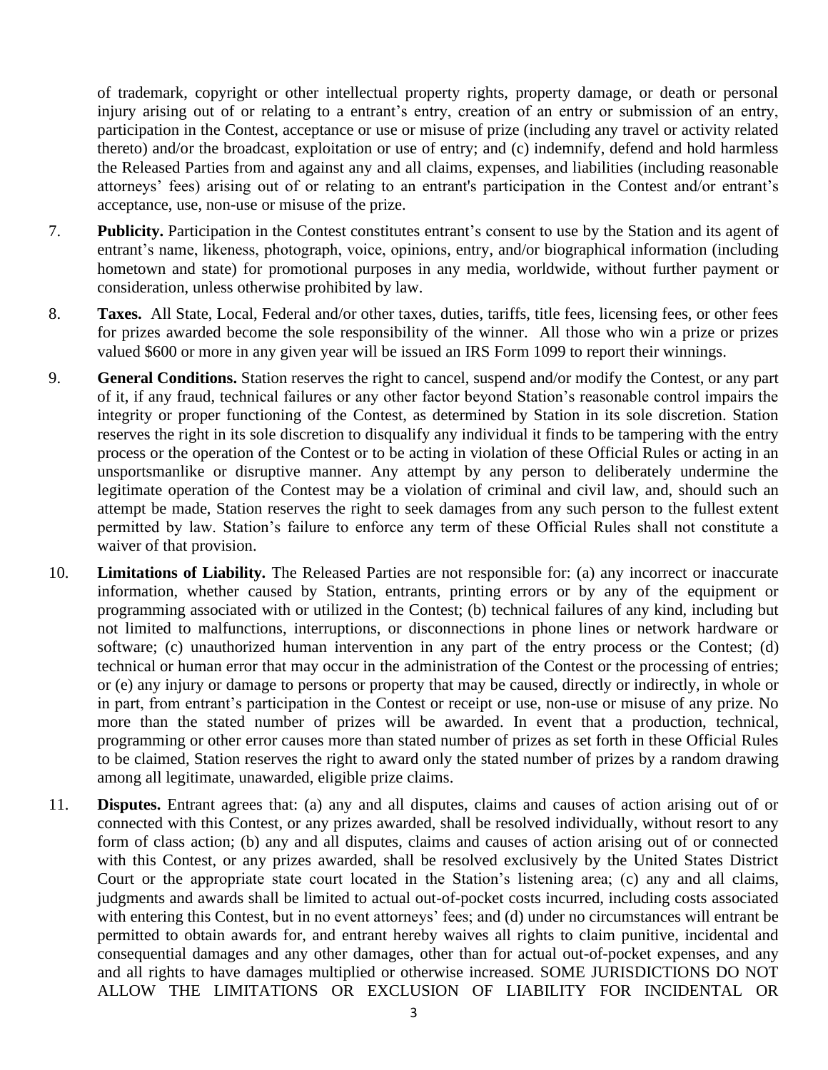of trademark, copyright or other intellectual property rights, property damage, or death or personal injury arising out of or relating to a entrant's entry, creation of an entry or submission of an entry, participation in the Contest, acceptance or use or misuse of prize (including any travel or activity related thereto) and/or the broadcast, exploitation or use of entry; and (c) indemnify, defend and hold harmless the Released Parties from and against any and all claims, expenses, and liabilities (including reasonable attorneys' fees) arising out of or relating to an entrant's participation in the Contest and/or entrant's acceptance, use, non-use or misuse of the prize.

7. **Publicity.** Participation in the Contest constitutes entrant's consent to use by the Station and its agent of entrant's name, likeness, photograph, voice, opinions, entry, and/or biographical information (including hometown and state) for promotional purposes in any media, worldwide, without further payment or consideration, unless otherwise prohibited by law.

8. **Taxes.** All State, Local, Federal and/or other taxes, duties, tariffs, title fees, licensing fees, or other fees for prizes awarded become the sole responsibility of the winner. All those who win a prize or prizes valued $600 or more in any given year will be issued an IRS Form 1099 to report their winnings.

9. **General Conditions.** Station reserves the right to cancel, suspend and/or modify the Contest, or any part of it, if any fraud, technical failures or any other factor beyond Station's reasonable control impairs the integrity or proper functioning of the Contest, as determined by Station in its sole discretion. Station reserves the right in its sole discretion to disqualify any individual it finds to be tampering with the entry process or the operation of the Contest or to be acting in violation of these Official Rules or acting in an unsportsmanlike or disruptive manner. Any attempt by any person to deliberately undermine the legitimate operation of the Contest may be a violation of criminal and civil law, and, should such an attempt be made, Station reserves the right to seek damages from any such person to the fullest extent permitted by law. Station's failure to enforce any term of these Official Rules shall not constitute a waiver of that provision.

10. **Limitations of Liability.** The Released Parties are not responsible for: (a) any incorrect or inaccurate information, whether caused by Station, entrants, printing errors or by any of the equipment or programming associated with or utilized in the Contest; (b) technical failures of any kind, including but not limited to malfunctions, interruptions, or disconnections in phone lines or network hardware or software; (c) unauthorized human intervention in any part of the entry process or the Contest; (d) technical or human error that may occur in the administration of the Contest or the processing of entries; or (e) any injury or damage to persons or property that may be caused, directly or indirectly, in whole or in part, from entrant's participation in the Contest or receipt or use, non-use or misuse of any prize. No more than the stated number of prizes will be awarded. In event that a production, technical, programming or other error causes more than stated number of prizes as set forth in these Official Rules to be claimed, Station reserves the right to award only the stated number of prizes by a random drawing among all legitimate, unawarded, eligible prize claims.

11. **Disputes.** Entrant agrees that: (a) any and all disputes, claims and causes of action arising out of or connected with this Contest, or any prizes awarded, shall be resolved individually, without resort to any form of class action; (b) any and all disputes, claims and causes of action arising out of or connected with this Contest, or any prizes awarded, shall be resolved exclusively by the United States District Court or the appropriate state court located in the Station's listening area; (c) any and all claims, judgments and awards shall be limited to actual out-of-pocket costs incurred, including costs associated with entering this Contest, but in no event attorneys' fees; and (d) under no circumstances will entrant be permitted to obtain awards for, and entrant hereby waives all rights to claim punitive, incidental and consequential damages and any other damages, other than for actual out-of-pocket expenses, and any and all rights to have damages multiplied or otherwise increased. SOME JURISDICTIONS DO NOT ALLOW THE LIMITATIONS OR EXCLUSION OF LIABILITY FOR INCIDENTAL OR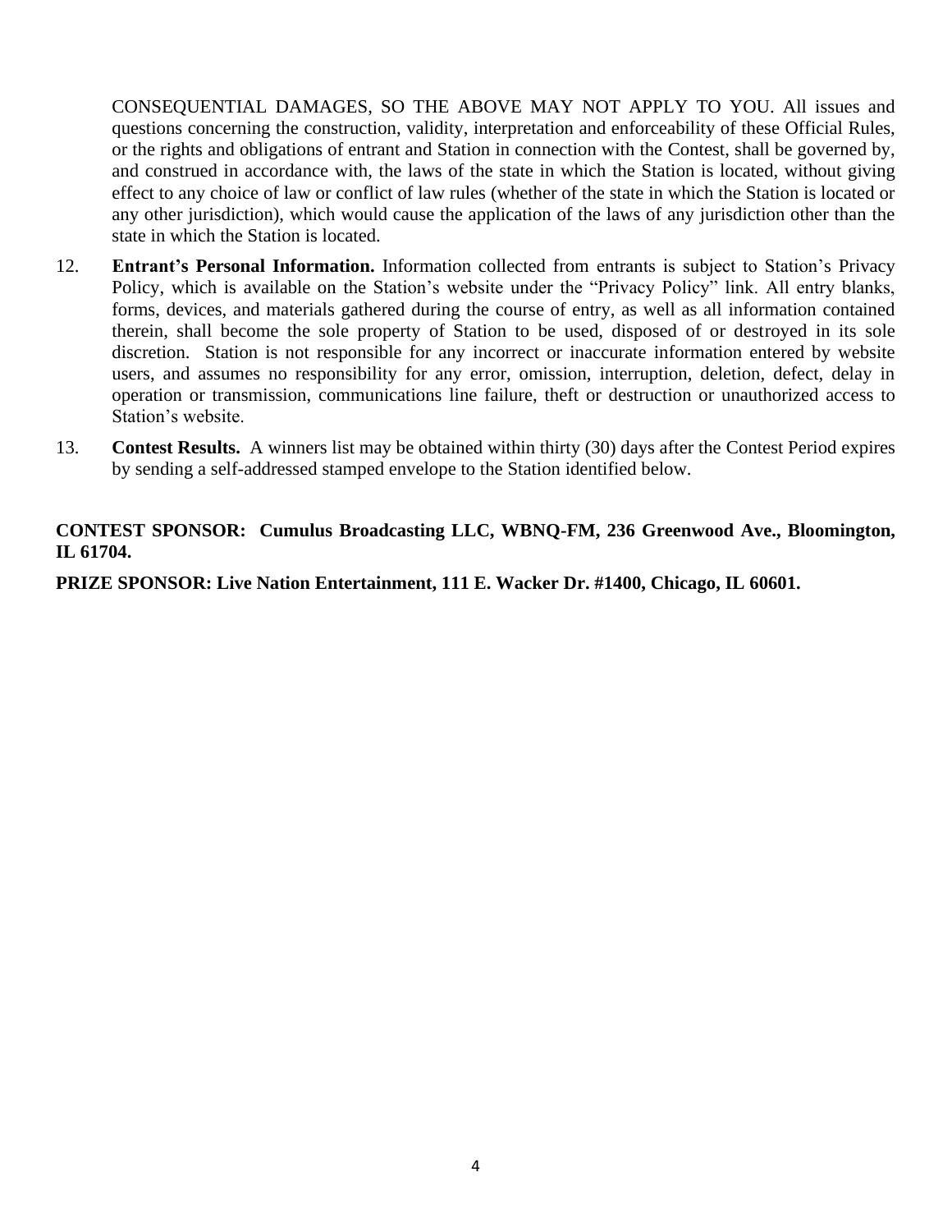CONSEQUENTIAL DAMAGES, SO THE ABOVE MAY NOT APPLY TO YOU. All issues and questions concerning the construction, validity, interpretation and enforceability of these Official Rules, or the rights and obligations of entrant and Station in connection with the Contest, shall be governed by, and construed in accordance with, the laws of the state in which the Station is located, without giving effect to any choice of law or conflict of law rules (whether of the state in which the Station is located or any other jurisdiction), which would cause the application of the laws of any jurisdiction other than the state in which the Station is located.

12. **Entrant's Personal Information.** Information collected from entrants is subject to Station's Privacy Policy, which is available on the Station's website under the "Privacy Policy" link. All entry blanks, forms, devices, and materials gathered during the course of entry, as well as all information contained therein, shall become the sole property of Station to be used, disposed of or destroyed in its sole discretion. Station is not responsible for any incorrect or inaccurate information entered by website users, and assumes no responsibility for any error, omission, interruption, deletion, defect, delay in operation or transmission, communications line failure, theft or destruction or unauthorized access to Station's website.

13. **Contest Results.** A winners list may be obtained within thirty (30) days after the Contest Period expires by sending a self-addressed stamped envelope to the Station identified below.

**CONTEST SPONSOR: Cumulus Broadcasting LLC, WBNQ-FM, 236 Greenwood Ave., Bloomington, IL 61704.**

**PRIZE SPONSOR: Live Nation Entertainment, 111 E. Wacker Dr. #1400, Chicago, IL 60601.**